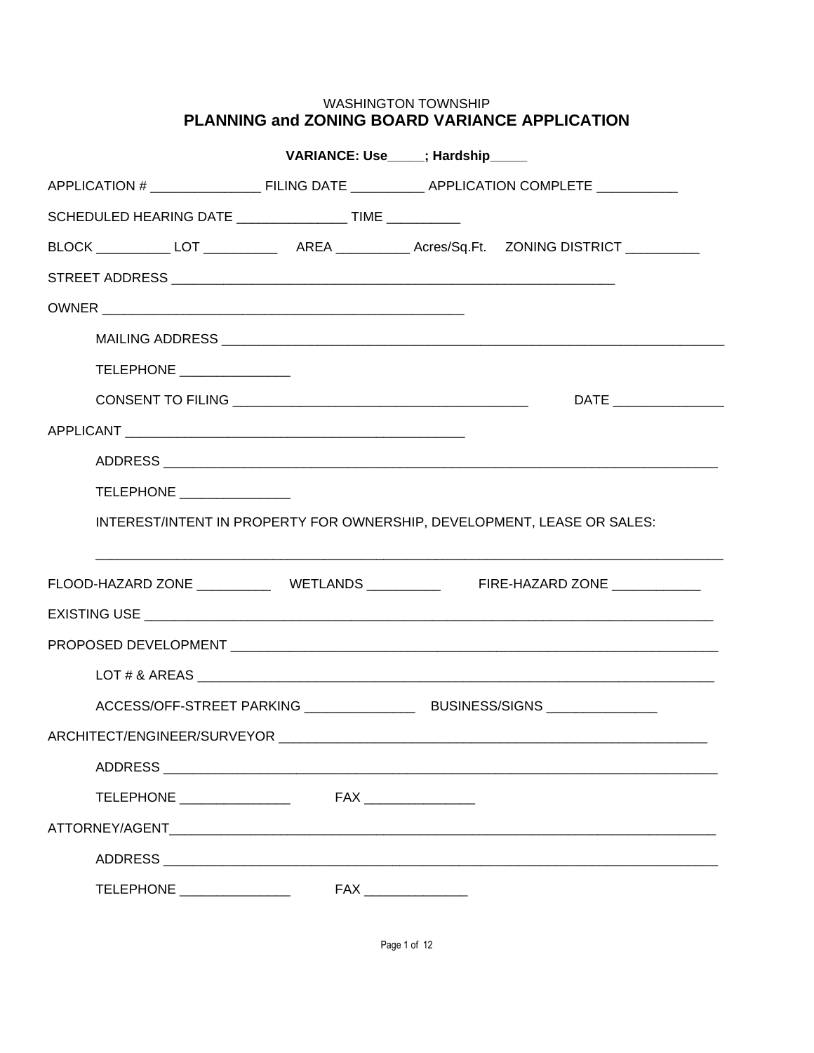WASHINGTON TOWNSHIP

# PLANNING and ZONING BOARD VARIANCE APPLICATION

**VARIANCE: Use_____; Hardship_____**

APPLICATION # _______________ FILING DATE __________ APPLICATION COMPLETE ___________

SCHEDULED HEARING DATE _______________ TIME __________

BLOCK __________ LOT __________ AREA __________ Acres/Sq.Ft. ZONING DISTRICT __________

STREET ADDRESS _______________________________________________________________

OWNER _________________________________________________

MAILING ADDRESS _____________________________________________________________________

TELEPHONE _______________

CONSENT TO FILING ________________________________________ DATE _______________

APPLICANT _____________________________________________

ADDRESS ____________________________________________________________________________

TELEPHONE _______________

INTEREST/INTENT IN PROPERTY FOR OWNERSHIP, DEVELOPMENT, LEASE OR SALES:

_____________________________________________________________________________________

FLOOD-HAZARD ZONE __________ WETLANDS __________ FIRE-HAZARD ZONE ____________

EXISTING USE ________________________________________________________________________________

PROPOSED DEVELOPMENT ____________________________________________________________________

LOT # & AREAS ______________________________________________________________________

ACCESS/OFF-STREET PARKING _______________ BUSINESS/SIGNS _______________

ARCHITECT/ENGINEER/SURVEYOR ________________________________________________________

ADDRESS ____________________________________________________________________________

TELEPHONE _______________ FAX _______________

ATTORNEY/AGENT_____________________________________________________________________________

ADDRESS ____________________________________________________________________________

TELEPHONE _______________ FAX ______________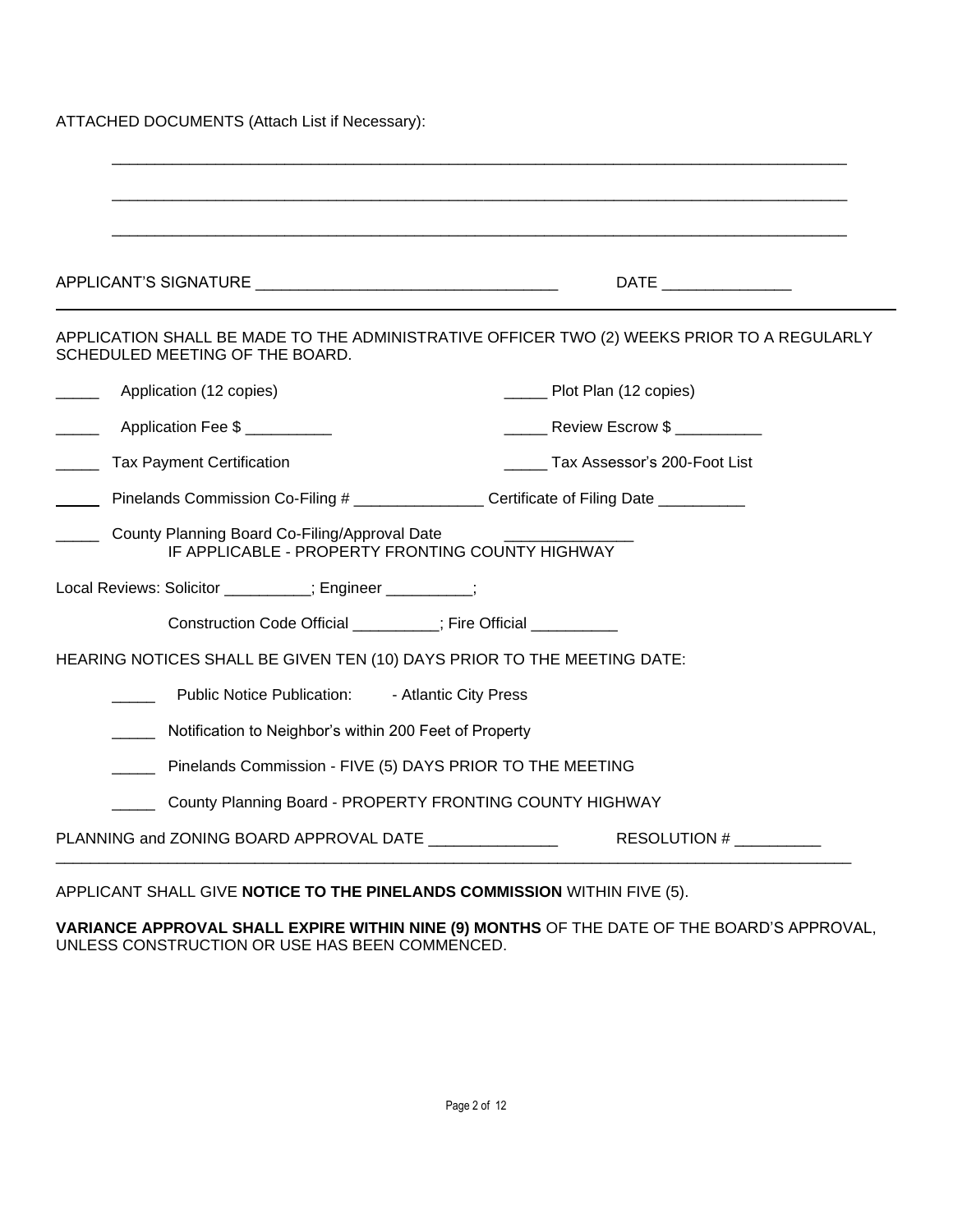ATTACHED DOCUMENTS (Attach List if Necessary):

_______________________________________________________________________________________

_______________________________________________________________________________________

_______________________________________________________________________________________

APPLICANT'S SIGNATURE ___________________________________ DATE _______________

---

APPLICATION SHALL BE MADE TO THE ADMINISTRATIVE OFFICER TWO (2) WEEKS PRIOR TO A REGULARLY SCHEDULED MEETING OF THE BOARD.

_____ Application (12 copies) _____ Plot Plan (12 copies)

_____ Application Fee $ __________ _____ Review Escrow $ __________

_____ Tax Payment Certification _____ Tax Assessor's 200-Foot List

_____ Pinelands Commission Co-Filing # _______________ Certificate of Filing Date __________

_____ County Planning Board Co-Filing/Approval Date _______________
IF APPLICABLE - PROPERTY FRONTING COUNTY HIGHWAY

Local Reviews: Solicitor __________; Engineer __________;

Construction Code Official __________; Fire Official __________

HEARING NOTICES SHALL BE GIVEN TEN (10) DAYS PRIOR TO THE MEETING DATE:

_____ Public Notice Publication: - Atlantic City Press

_____ Notification to Neighbor's within 200 Feet of Property

_____ Pinelands Commission - FIVE (5) DAYS PRIOR TO THE MEETING

_____ County Planning Board - PROPERTY FRONTING COUNTY HIGHWAY

PLANNING and ZONING BOARD APPROVAL DATE _______________ RESOLUTION # __________

---

APPLICANT SHALL GIVE **NOTICE TO THE PINELANDS COMMISSION** WITHIN FIVE (5).

**VARIANCE APPROVAL SHALL EXPIRE WITHIN NINE (9) MONTHS** OF THE DATE OF THE BOARD'S APPROVAL, UNLESS CONSTRUCTION OR USE HAS BEEN COMMENCED.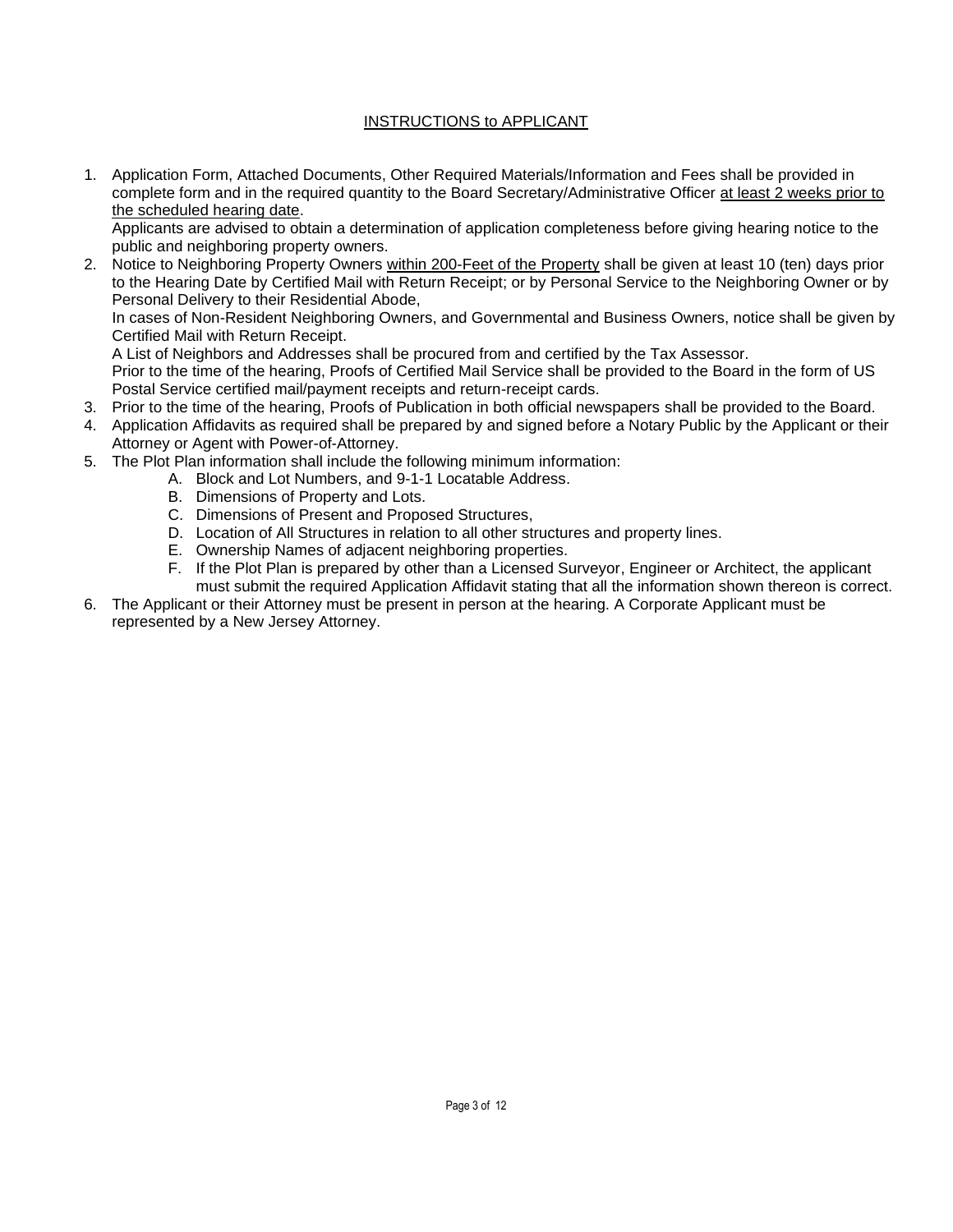## INSTRUCTIONS to APPLICANT

1. Application Form, Attached Documents, Other Required Materials/Information and Fees shall be provided in complete form and in the required quantity to the Board Secretary/Administrative Officer at least 2 weeks prior to the scheduled hearing date.
   Applicants are advised to obtain a determination of application completeness before giving hearing notice to the public and neighboring property owners.
2. Notice to Neighboring Property Owners within 200-Feet of the Property shall be given at least 10 (ten) days prior to the Hearing Date by Certified Mail with Return Receipt; or by Personal Service to the Neighboring Owner or by Personal Delivery to their Residential Abode,
   In cases of Non-Resident Neighboring Owners, and Governmental and Business Owners, notice shall be given by Certified Mail with Return Receipt.
   A List of Neighbors and Addresses shall be procured from and certified by the Tax Assessor.
   Prior to the time of the hearing, Proofs of Certified Mail Service shall be provided to the Board in the form of US Postal Service certified mail/payment receipts and return-receipt cards.
3. Prior to the time of the hearing, Proofs of Publication in both official newspapers shall be provided to the Board.
4. Application Affidavits as required shall be prepared by and signed before a Notary Public by the Applicant or their Attorney or Agent with Power-of-Attorney.
5. The Plot Plan information shall include the following minimum information:
   A. Block and Lot Numbers, and 9-1-1 Locatable Address.
   B. Dimensions of Property and Lots.
   C. Dimensions of Present and Proposed Structures,
   D. Location of All Structures in relation to all other structures and property lines.
   E. Ownership Names of adjacent neighboring properties.
   F. If the Plot Plan is prepared by other than a Licensed Surveyor, Engineer or Architect, the applicant must submit the required Application Affidavit stating that all the information shown thereon is correct.
6. The Applicant or their Attorney must be present in person at the hearing. A Corporate Applicant must be represented by a New Jersey Attorney.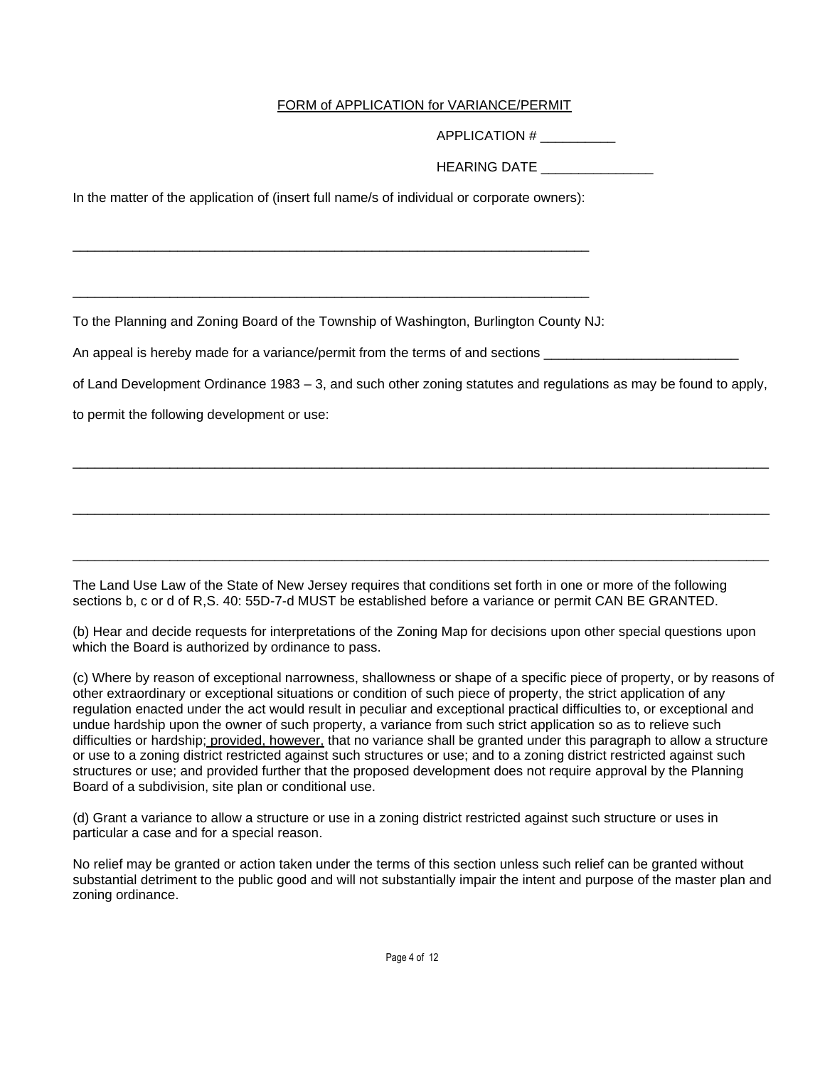FORM of APPLICATION for VARIANCE/PERMIT

APPLICATION # __________

HEARING DATE _______________

In the matter of the application of (insert full name/s of individual or corporate owners):

______________________________________________________________________

______________________________________________________________________

To the Planning and Zoning Board of the Township of Washington, Burlington County NJ:

An appeal is hereby made for a variance/permit from the terms of and sections __________________________

of Land Development Ordinance 1983 – 3, and such other zoning statutes and regulations as may be found to apply,

to permit the following development or use:

______________________________________________________________________________________________

______________________________________________________________________________________________

______________________________________________________________________________________________

The Land Use Law of the State of New Jersey requires that conditions set forth in one or more of the following sections b, c or d of R,S. 40: 55D-7-d MUST be established before a variance or permit CAN BE GRANTED.

(b) Hear and decide requests for interpretations of the Zoning Map for decisions upon other special questions upon which the Board is authorized by ordinance to pass.

(c) Where by reason of exceptional narrowness, shallowness or shape of a specific piece of property, or by reasons of other extraordinary or exceptional situations or condition of such piece of property, the strict application of any regulation enacted under the act would result in peculiar and exceptional practical difficulties to, or exceptional and undue hardship upon the owner of such property, a variance from such strict application so as to relieve such difficulties or hardship; provided, however, that no variance shall be granted under this paragraph to allow a structure or use to a zoning district restricted against such structures or use; and to a zoning district restricted against such structures or use; and provided further that the proposed development does not require approval by the Planning Board of a subdivision, site plan or conditional use.

(d) Grant a variance to allow a structure or use in a zoning district restricted against such structure or uses in particular a case and for a special reason.

No relief may be granted or action taken under the terms of this section unless such relief can be granted without substantial detriment to the public good and will not substantially impair the intent and purpose of the master plan and zoning ordinance.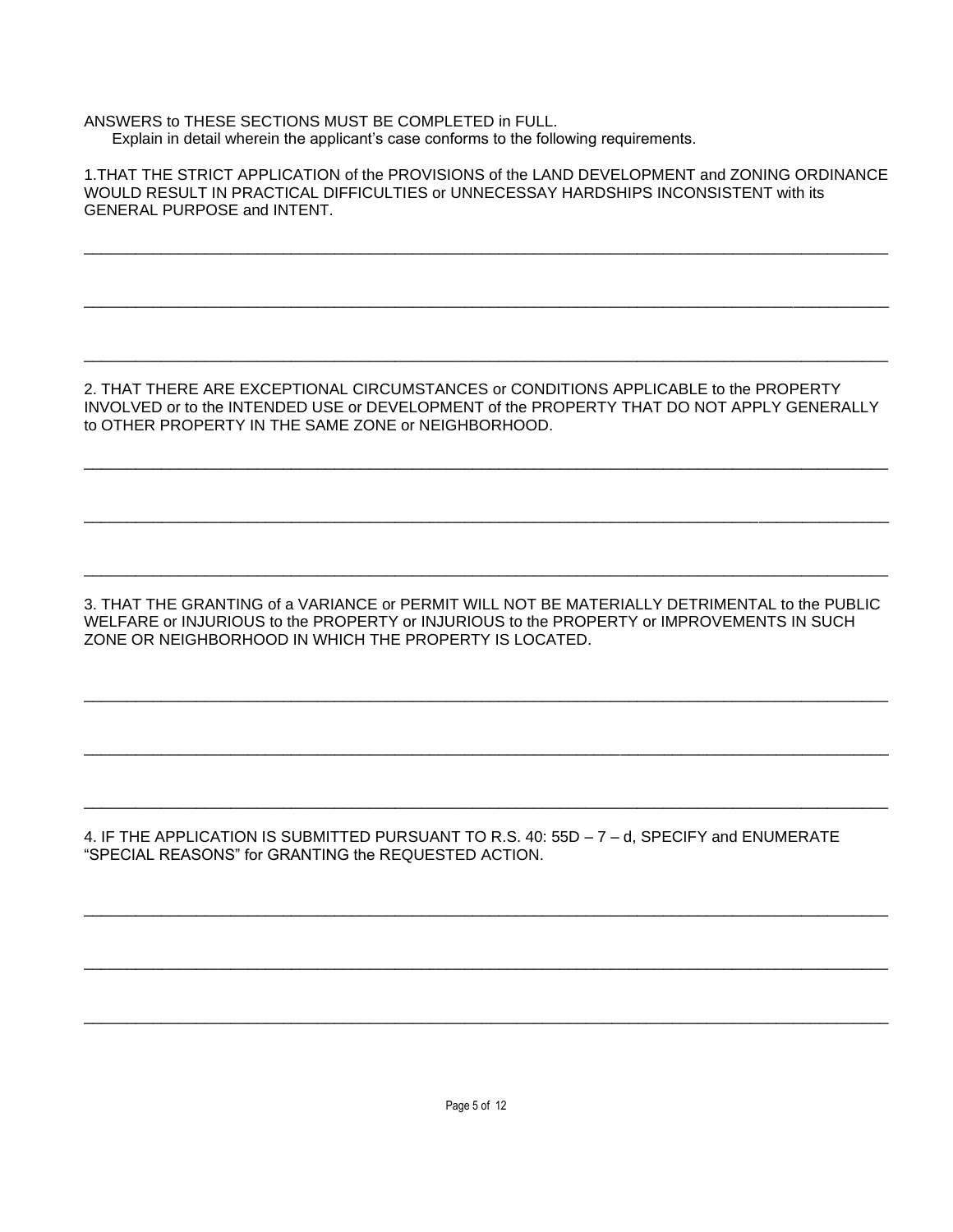ANSWERS to THESE SECTIONS MUST BE COMPLETED in FULL.
Explain in detail wherein the applicant's case conforms to the following requirements.

1.THAT THE STRICT APPLICATION of the PROVISIONS of the LAND DEVELOPMENT and ZONING ORDINANCE WOULD RESULT IN PRACTICAL DIFFICULTIES or UNNECESSAY HARDSHIPS INCONSISTENT with its GENERAL PURPOSE and INTENT.

\_\_\_\_\_\_\_\_\_\_\_\_\_\_\_\_\_\_\_\_\_\_\_\_\_\_\_\_\_\_\_\_\_\_\_\_\_\_\_\_\_\_\_\_\_\_\_\_\_\_\_\_\_\_\_\_\_\_\_\_\_\_\_\_\_\_\_\_\_\_\_\_\_\_\_\_\_\_

\_\_\_\_\_\_\_\_\_\_\_\_\_\_\_\_\_\_\_\_\_\_\_\_\_\_\_\_\_\_\_\_\_\_\_\_\_\_\_\_\_\_\_\_\_\_\_\_\_\_\_\_\_\_\_\_\_\_\_\_\_\_\_\_\_\_\_\_\_\_\_\_\_\_\_\_\_\_

\_\_\_\_\_\_\_\_\_\_\_\_\_\_\_\_\_\_\_\_\_\_\_\_\_\_\_\_\_\_\_\_\_\_\_\_\_\_\_\_\_\_\_\_\_\_\_\_\_\_\_\_\_\_\_\_\_\_\_\_\_\_\_\_\_\_\_\_\_\_\_\_\_\_\_\_\_\_

2. THAT THERE ARE EXCEPTIONAL CIRCUMSTANCES or CONDITIONS APPLICABLE to the PROPERTY INVOLVED or to the INTENDED USE or DEVELOPMENT of the PROPERTY THAT DO NOT APPLY GENERALLY to OTHER PROPERTY IN THE SAME ZONE or NEIGHBORHOOD.

\_\_\_\_\_\_\_\_\_\_\_\_\_\_\_\_\_\_\_\_\_\_\_\_\_\_\_\_\_\_\_\_\_\_\_\_\_\_\_\_\_\_\_\_\_\_\_\_\_\_\_\_\_\_\_\_\_\_\_\_\_\_\_\_\_\_\_\_\_\_\_\_\_\_\_\_\_\_

\_\_\_\_\_\_\_\_\_\_\_\_\_\_\_\_\_\_\_\_\_\_\_\_\_\_\_\_\_\_\_\_\_\_\_\_\_\_\_\_\_\_\_\_\_\_\_\_\_\_\_\_\_\_\_\_\_\_\_\_\_\_\_\_\_\_\_\_\_\_\_\_\_\_\_\_\_\_

\_\_\_\_\_\_\_\_\_\_\_\_\_\_\_\_\_\_\_\_\_\_\_\_\_\_\_\_\_\_\_\_\_\_\_\_\_\_\_\_\_\_\_\_\_\_\_\_\_\_\_\_\_\_\_\_\_\_\_\_\_\_\_\_\_\_\_\_\_\_\_\_\_\_\_\_\_\_

3. THAT THE GRANTING of a VARIANCE or PERMIT WILL NOT BE MATERIALLY DETRIMENTAL to the PUBLIC WELFARE or INJURIOUS to the PROPERTY or INJURIOUS to the PROPERTY or IMPROVEMENTS IN SUCH ZONE OR NEIGHBORHOOD IN WHICH THE PROPERTY IS LOCATED.

\_\_\_\_\_\_\_\_\_\_\_\_\_\_\_\_\_\_\_\_\_\_\_\_\_\_\_\_\_\_\_\_\_\_\_\_\_\_\_\_\_\_\_\_\_\_\_\_\_\_\_\_\_\_\_\_\_\_\_\_\_\_\_\_\_\_\_\_\_\_\_\_\_\_\_\_\_\_

\_\_\_\_\_\_\_\_\_\_\_\_\_\_\_\_\_\_\_\_\_\_\_\_\_\_\_\_\_\_\_\_\_\_\_\_\_\_\_\_\_\_\_\_\_\_\_\_\_\_\_\_\_\_\_\_\_\_\_\_\_\_\_\_\_\_\_\_\_\_\_\_\_\_\_\_\_\_

\_\_\_\_\_\_\_\_\_\_\_\_\_\_\_\_\_\_\_\_\_\_\_\_\_\_\_\_\_\_\_\_\_\_\_\_\_\_\_\_\_\_\_\_\_\_\_\_\_\_\_\_\_\_\_\_\_\_\_\_\_\_\_\_\_\_\_\_\_\_\_\_\_\_\_\_\_\_

4. IF THE APPLICATION IS SUBMITTED PURSUANT TO R.S. 40: 55D – 7 – d, SPECIFY and ENUMERATE "SPECIAL REASONS" for GRANTING the REQUESTED ACTION.

\_\_\_\_\_\_\_\_\_\_\_\_\_\_\_\_\_\_\_\_\_\_\_\_\_\_\_\_\_\_\_\_\_\_\_\_\_\_\_\_\_\_\_\_\_\_\_\_\_\_\_\_\_\_\_\_\_\_\_\_\_\_\_\_\_\_\_\_\_\_\_\_\_\_\_\_\_\_

\_\_\_\_\_\_\_\_\_\_\_\_\_\_\_\_\_\_\_\_\_\_\_\_\_\_\_\_\_\_\_\_\_\_\_\_\_\_\_\_\_\_\_\_\_\_\_\_\_\_\_\_\_\_\_\_\_\_\_\_\_\_\_\_\_\_\_\_\_\_\_\_\_\_\_\_\_\_

\_\_\_\_\_\_\_\_\_\_\_\_\_\_\_\_\_\_\_\_\_\_\_\_\_\_\_\_\_\_\_\_\_\_\_\_\_\_\_\_\_\_\_\_\_\_\_\_\_\_\_\_\_\_\_\_\_\_\_\_\_\_\_\_\_\_\_\_\_\_\_\_\_\_\_\_\_\_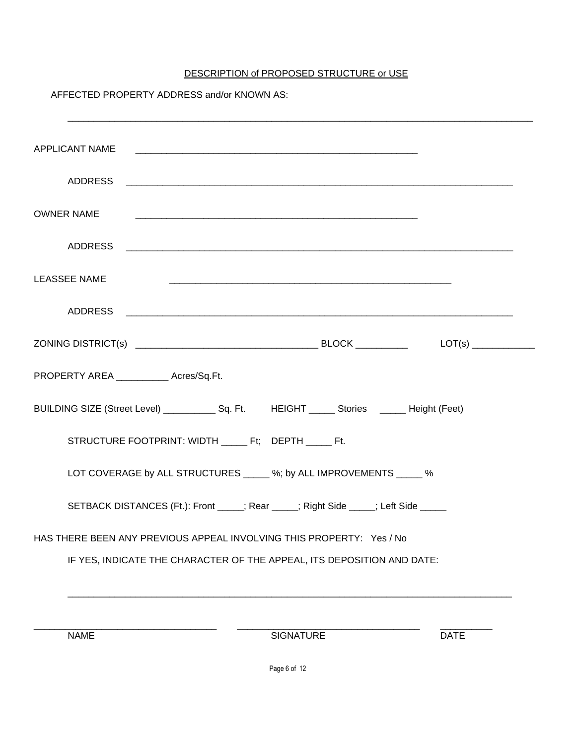## DESCRIPTION of PROPOSED STRUCTURE or USE

AFFECTED PROPERTY ADDRESS and/or KNOWN AS:

______________________________________________________________________________________

APPLICANT NAME ___________________________________________________

ADDRESS ______________________________________________________________________

OWNER NAME ___________________________________________________

ADDRESS ______________________________________________________________________

LEASSEE NAME ___________________________________________________

ADDRESS ______________________________________________________________________

ZONING DISTRICT(s) __________________________________ BLOCK __________ LOT(s) ____________

PROPERTY AREA __________ Acres/Sq.Ft.

BUILDING SIZE (Street Level) __________ Sq. Ft. HEIGHT _____ Stories _____ Height (Feet)

STRUCTURE FOOTPRINT: WIDTH _____ Ft; DEPTH _____ Ft.

LOT COVERAGE by ALL STRUCTURES _____ %; by ALL IMPROVEMENTS _____ %

SETBACK DISTANCES (Ft.): Front _____; Rear _____; Right Side _____; Left Side _____

HAS THERE BEEN ANY PREVIOUS APPEAL INVOLVING THIS PROPERTY: Yes / No

IF YES, INDICATE THE CHARACTER OF THE APPEAL, ITS DEPOSITION AND DATE:

__________________________________________________________________________________

_________________________________ _________________________________ __________

NAME SIGNATURE DATE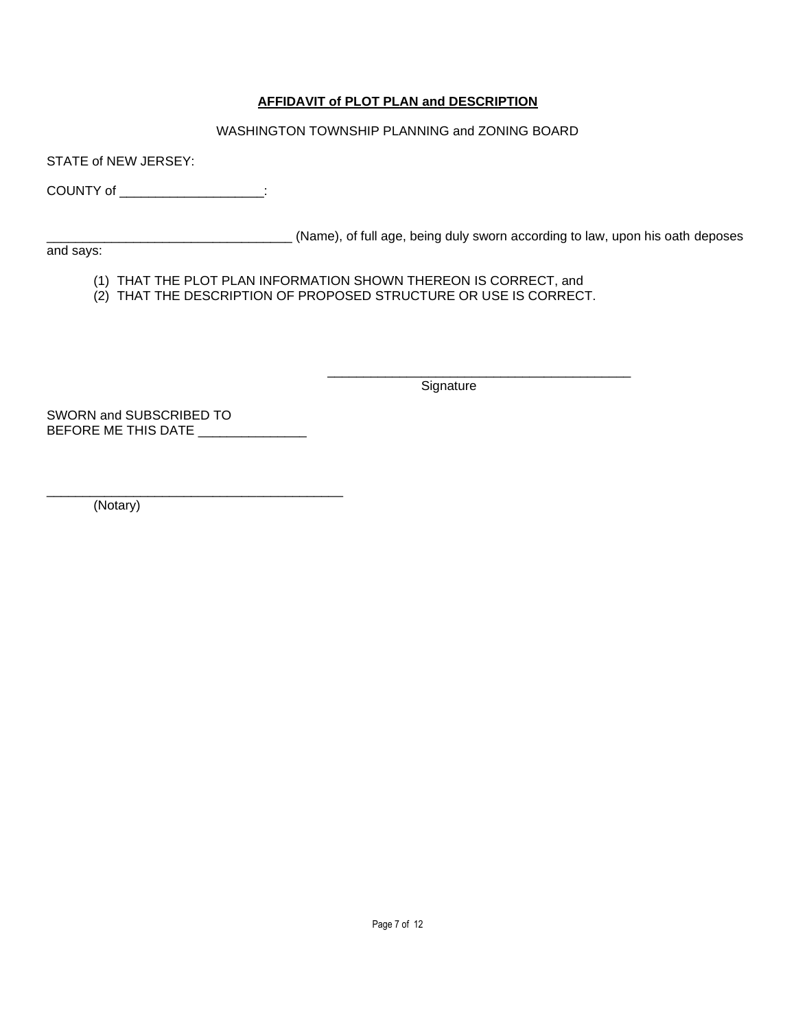## **AFFIDAVIT of PLOT PLAN and DESCRIPTION**

WASHINGTON TOWNSHIP PLANNING and ZONING BOARD

STATE of NEW JERSEY:

COUNTY of ___________________:

_________________________________ (Name), of full age, being duly sworn according to law, upon his oath deposes and says:

(1) THAT THE PLOT PLAN INFORMATION SHOWN THEREON IS CORRECT, and
(2) THAT THE DESCRIPTION OF PROPOSED STRUCTURE OR USE IS CORRECT.

__________________________________________
Signature

SWORN and SUBSCRIBED TO
BEFORE ME THIS DATE ______________

_______________________________________
(Notary)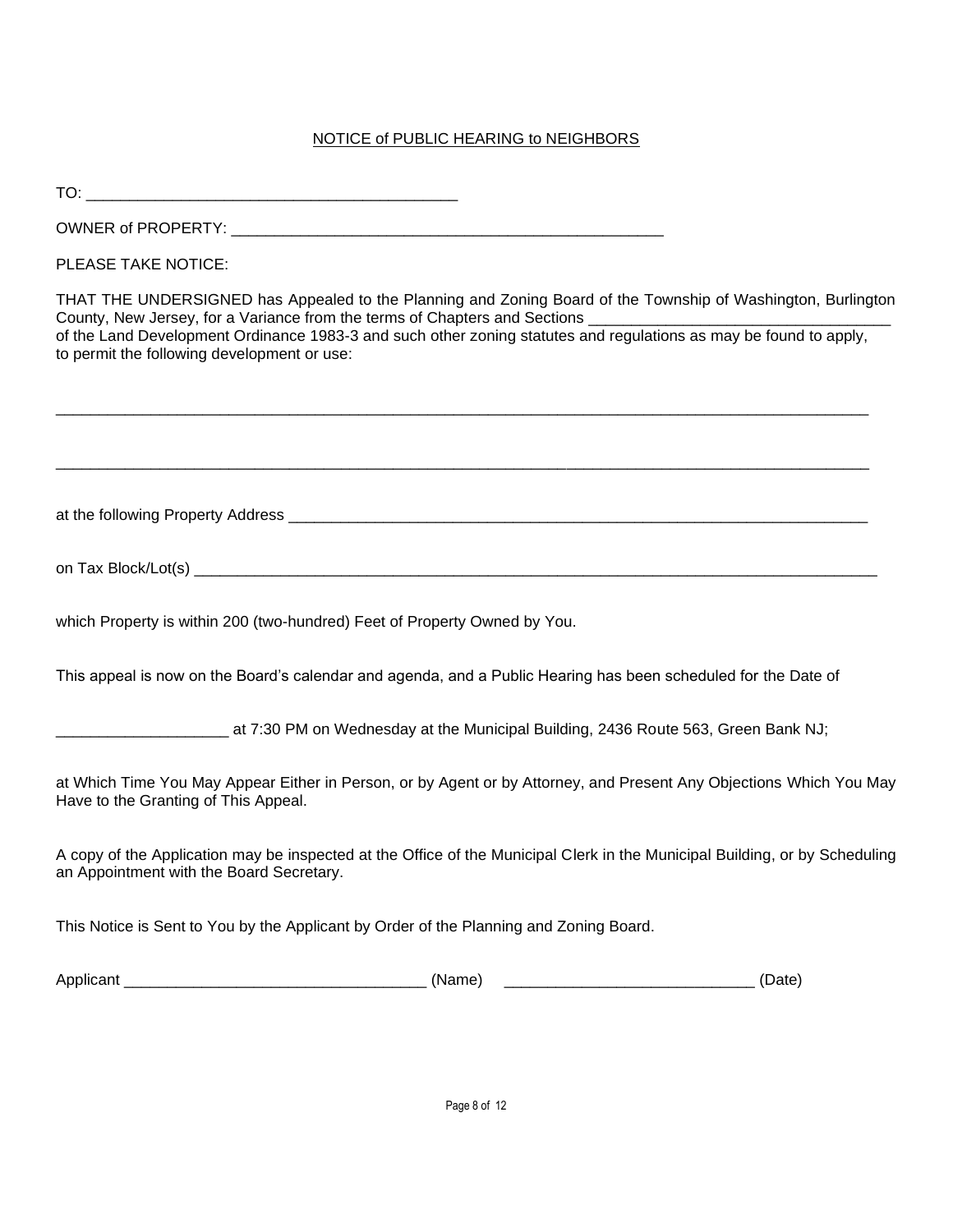NOTICE of PUBLIC HEARING to NEIGHBORS

TO: ___________________________________________

OWNER of PROPERTY: ___________________________________________________

PLEASE TAKE NOTICE:

THAT THE UNDERSIGNED has Appealed to the Planning and Zoning Board of the Township of Washington, Burlington County, New Jersey, for a Variance from the terms of Chapters and Sections __________________________________ of the Land Development Ordinance 1983-3 and such other zoning statutes and regulations as may be found to apply, to permit the following development or use:

_______________________________________________________________________________________________

_______________________________________________________________________________________________

at the following Property Address ______________________________________________________________________

on Tax Block/Lot(s) ________________________________________________________________________________

which Property is within 200 (two-hundred) Feet of Property Owned by You.

This appeal is now on the Board's calendar and agenda, and a Public Hearing has been scheduled for the Date of

___________________ at 7:30 PM on Wednesday at the Municipal Building, 2436 Route 563, Green Bank NJ;

at Which Time You May Appear Either in Person, or by Agent or by Attorney, and Present Any Objections Which You May Have to the Granting of This Appeal.

A copy of the Application may be inspected at the Office of the Municipal Clerk in the Municipal Building, or by Scheduling an Appointment with the Board Secretary.

This Notice is Sent to You by the Applicant by Order of the Planning and Zoning Board.

Applicant __________________________________ (Name) ____________________________ (Date)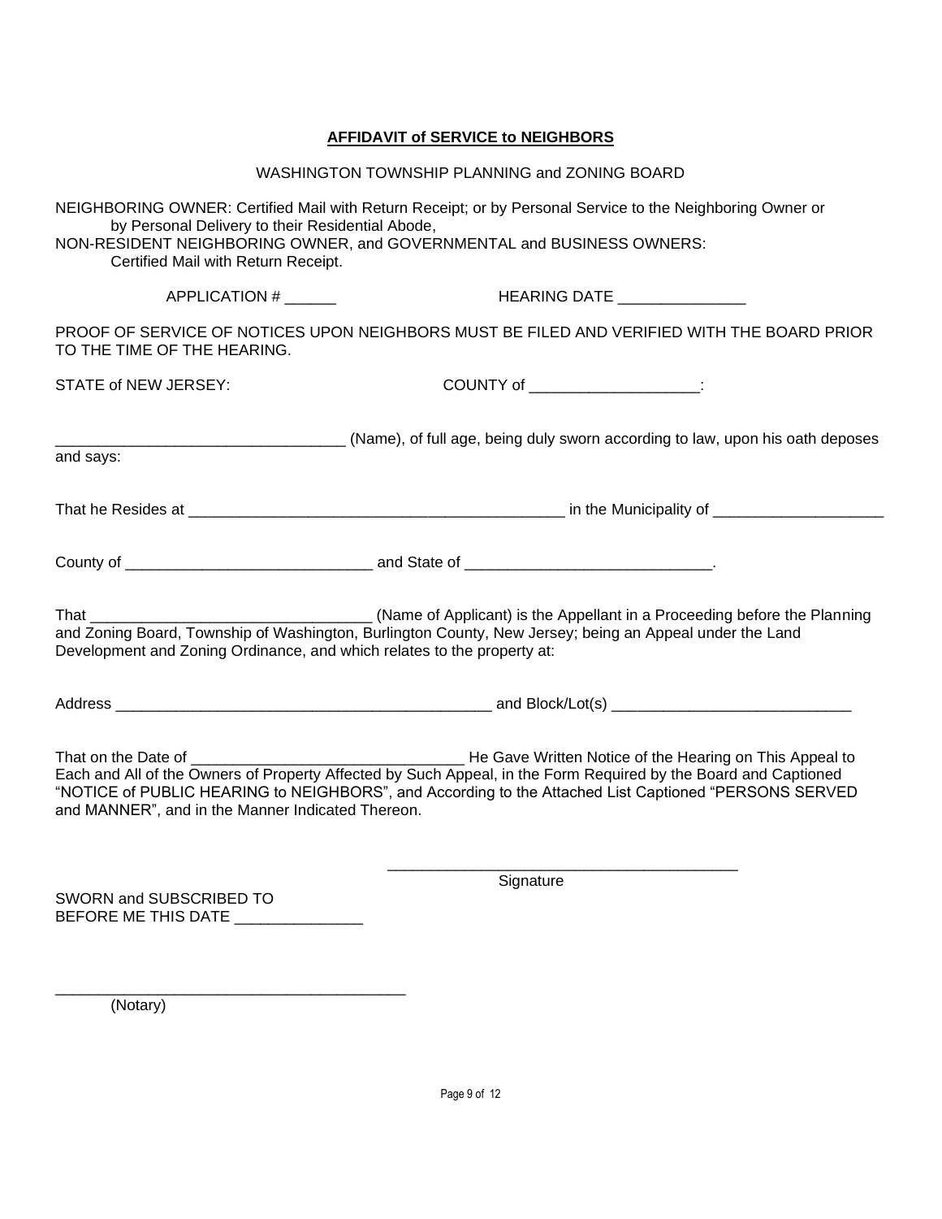## AFFIDAVIT of SERVICE to NEIGHBORS

WASHINGTON TOWNSHIP PLANNING and ZONING BOARD

NEIGHBORING OWNER: Certified Mail with Return Receipt; or by Personal Service to the Neighboring Owner or by Personal Delivery to their Residential Abode,

NON-RESIDENT NEIGHBORING OWNER, and GOVERNMENTAL and BUSINESS OWNERS: Certified Mail with Return Receipt.

APPLICATION # ______ HEARING DATE _______________

PROOF OF SERVICE OF NOTICES UPON NEIGHBORS MUST BE FILED AND VERIFIED WITH THE BOARD PRIOR TO THE TIME OF THE HEARING.

STATE of NEW JERSEY: COUNTY of ____________________:

__________________________________ (Name), of full age, being duly sworn according to law, upon his oath deposes and says:

That he Resides at _____________________________________________ in the Municipality of ____________________

County of _____________________________ and State of _____________________________.

That _________________________________ (Name of Applicant) is the Appellant in a Proceeding before the Planning and Zoning Board, Township of Washington, Burlington County, New Jersey; being an Appeal under the Land Development and Zoning Ordinance, and which relates to the property at:

Address _____________________________________________ and Block/Lot(s) ____________________________

That on the Date of ________________________________ He Gave Written Notice of the Hearing on This Appeal to Each and All of the Owners of Property Affected by Such Appeal, in the Form Required by the Board and Captioned "NOTICE of PUBLIC HEARING to NEIGHBORS", and According to the Attached List Captioned "PERSONS SERVED and MANNER", and in the Manner Indicated Thereon.

__________________________________________
Signature

SWORN and SUBSCRIBED TO
BEFORE ME THIS DATE _______________

__________________________________________
(Notary)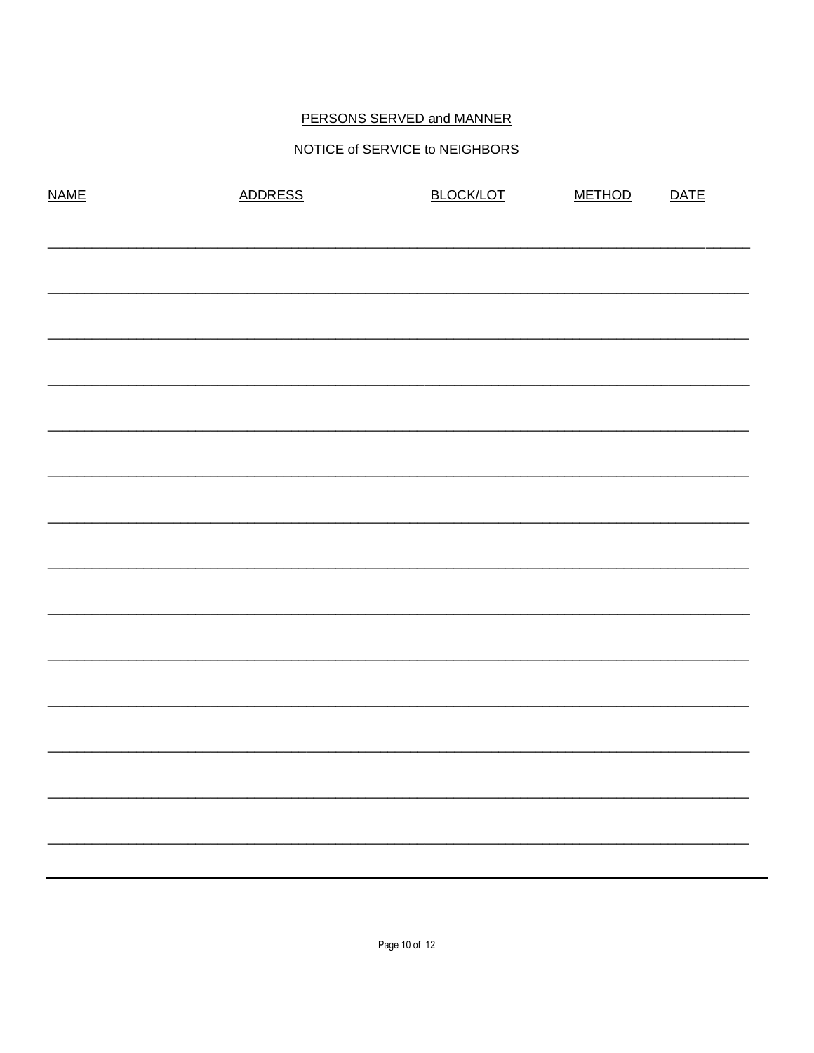## PERSONS SERVED and MANNER

### NOTICE of SERVICE to NEIGHBORS

| NAME | ADDRESS | BLOCK/LOT | METHOD | DATE |
|---|---|---|---|---|
| | | | | |
| | | | | |
| | | | | |
| | | | | |
| | | | | |
| | | | | |
| | | | | |
| | | | | |
| | | | | |
| | | | | |
| | | | | |
| | | | | |
| | | | | |
| | | | | |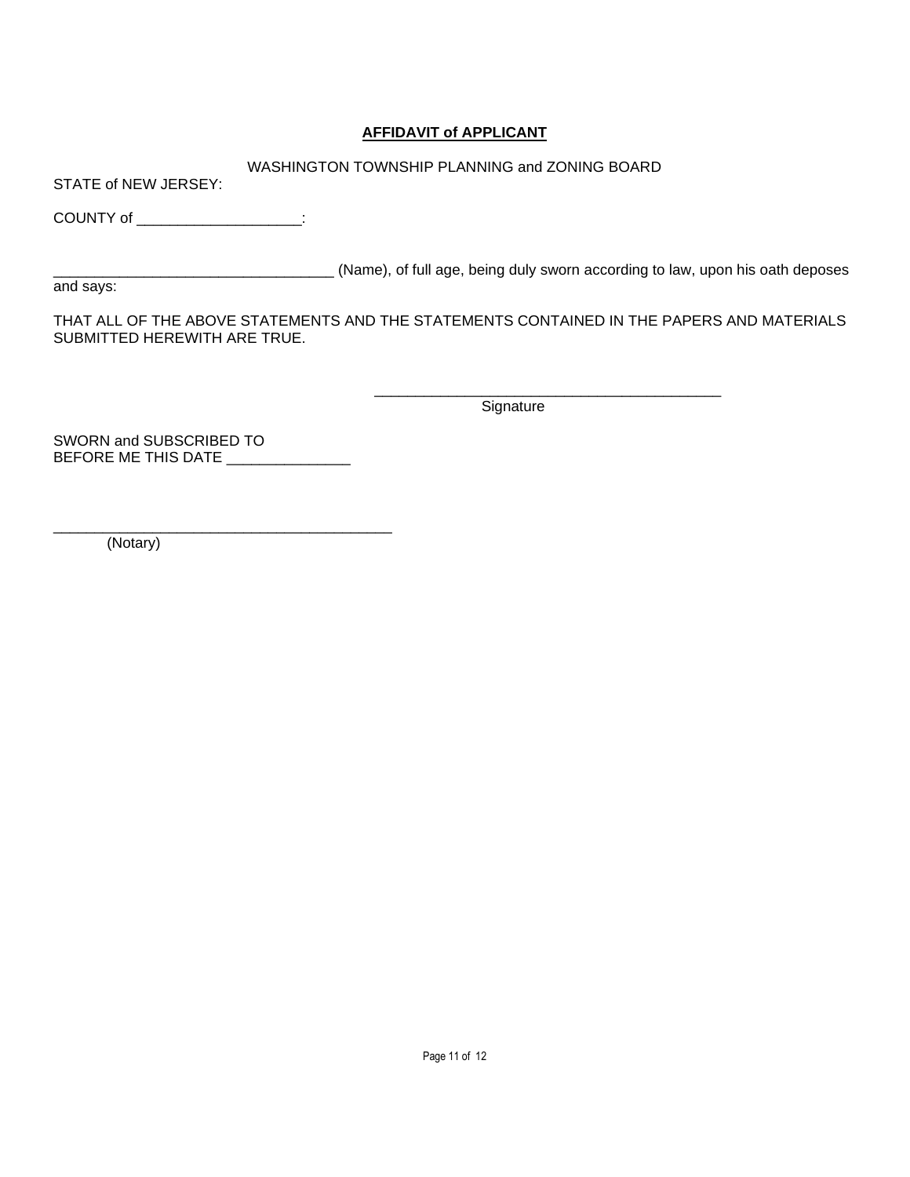**AFFIDAVIT of APPLICANT**

WASHINGTON TOWNSHIP PLANNING and ZONING BOARD

STATE of NEW JERSEY:

COUNTY of ____________________:

__________________________________ (Name), of full age, being duly sworn according to law, upon his oath deposes and says:

THAT ALL OF THE ABOVE STATEMENTS AND THE STATEMENTS CONTAINED IN THE PAPERS AND MATERIALS SUBMITTED HEREWITH ARE TRUE.

_____________________________________________
Signature

SWORN and SUBSCRIBED TO
BEFORE ME THIS DATE _______________

__________________________________________
(Notary)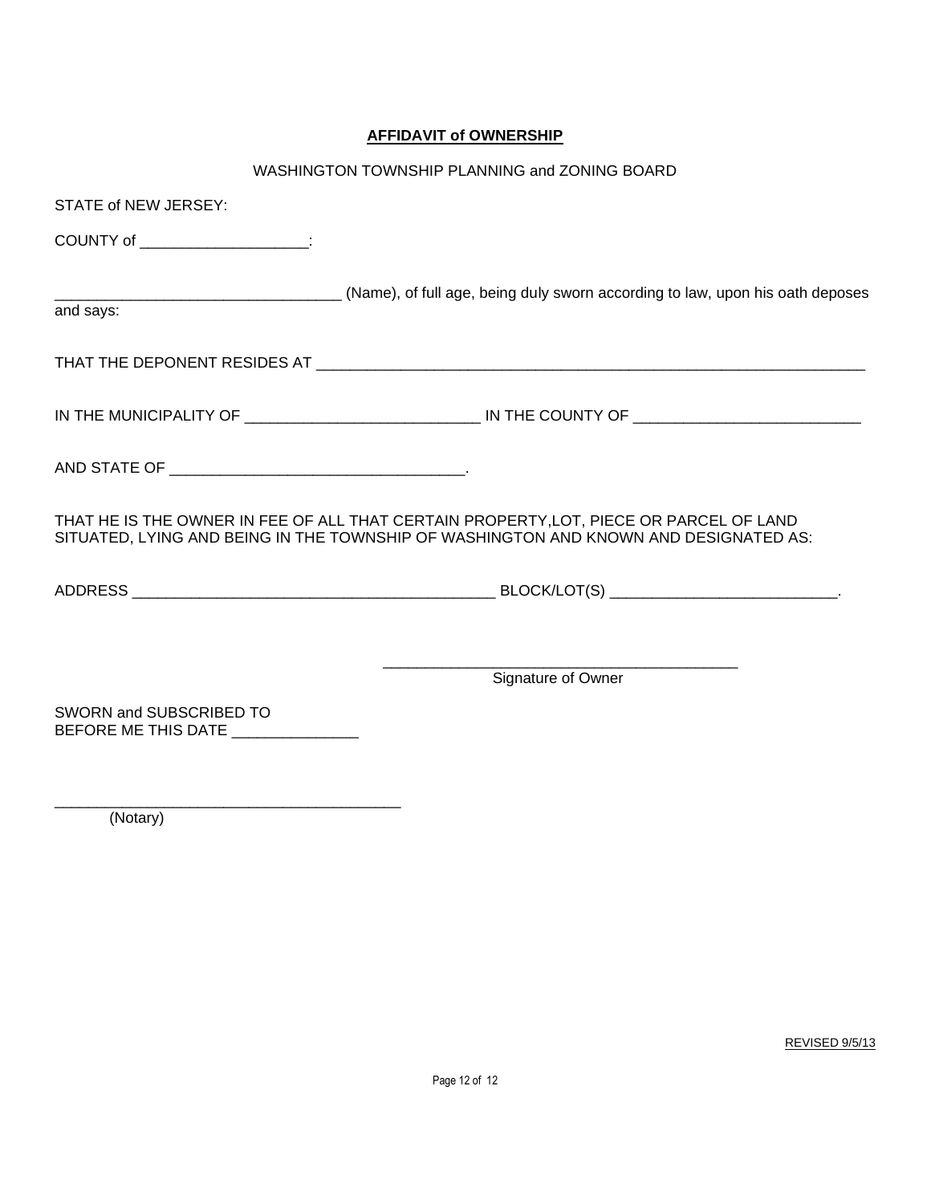**AFFIDAVIT of OWNERSHIP**

WASHINGTON TOWNSHIP PLANNING and ZONING BOARD

STATE of NEW JERSEY:

COUNTY of ____________________:

__________________________________ (Name), of full age, being duly sworn according to law, upon his oath deposes and says:

THAT THE DEPONENT RESIDES AT ______________________________________________________________________

IN THE MUNICIPALITY OF ____________________________ IN THE COUNTY OF ___________________________

AND STATE OF ___________________________________.

THAT HE IS THE OWNER IN FEE OF ALL THAT CERTAIN PROPERTY,LOT, PIECE OR PARCEL OF LAND SITUATED, LYING AND BEING IN THE TOWNSHIP OF WASHINGTON AND KNOWN AND DESIGNATED AS:

ADDRESS ____________________________________________ BLOCK/LOT(S) ___________________________.

_____________________________________________
Signature of Owner

SWORN and SUBSCRIBED TO
BEFORE ME THIS DATE _______________

_________________________________________
(Notary)

REVISED 9/5/13